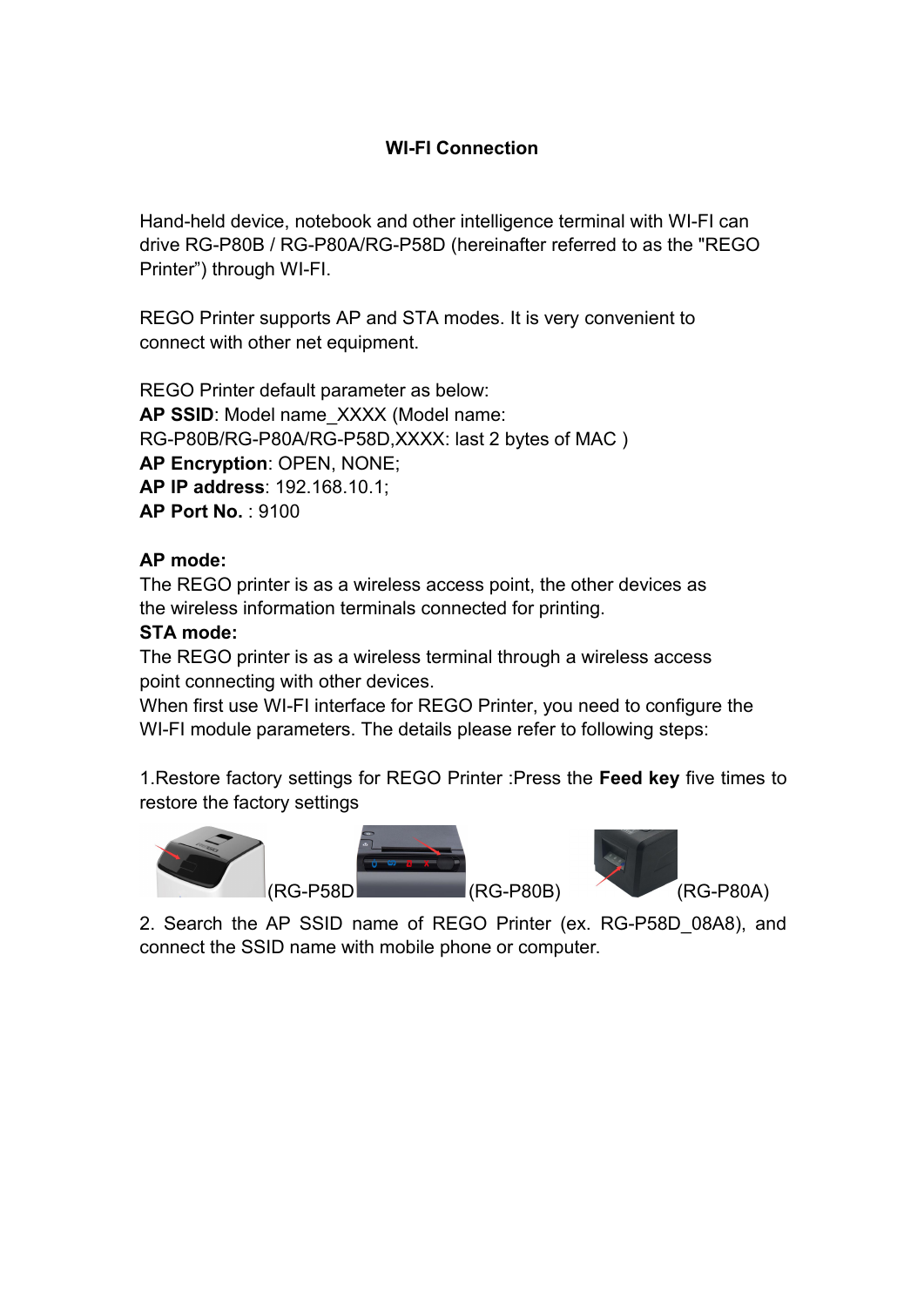**WI-FI Connection**

Hand-held device, notebook and other intelligence terminal with WI-FI can drive RG-P80B / RG-P80A/RG-P58D (hereinafter referred to as the "REGO Printer") through WI-FI.

REGO Printer supports AP and STA modes. It is very convenient to connect with other net equipment.

REGO Printer default parameter as below:
**AP SSID**: Model name_XXXX (Model name: RG-P80B/RG-P80A/RG-P58D,XXXX: last 2 bytes of MAC )
**AP Encryption**: OPEN, NONE;
**AP IP address**: 192.168.10.1;
**AP Port No.** : 9100

**AP mode:**
The REGO printer is as a wireless access point, the other devices as the wireless information terminals connected for printing.
**STA mode:**
The REGO printer is as a wireless terminal through a wireless access point connecting with other devices.
When first use WI-FI interface for REGO Printer, you need to configure the WI-FI module parameters. The details please refer to following steps:

1.Restore factory settings for REGO Printer :Press the **Feed key** five times to restore the factory settings

(RG-P58D (RG-P80B) (RG-P80A)

2. Search the AP SSID name of REGO Printer (ex. RG-P58D_08A8), and connect the SSID name with mobile phone or computer.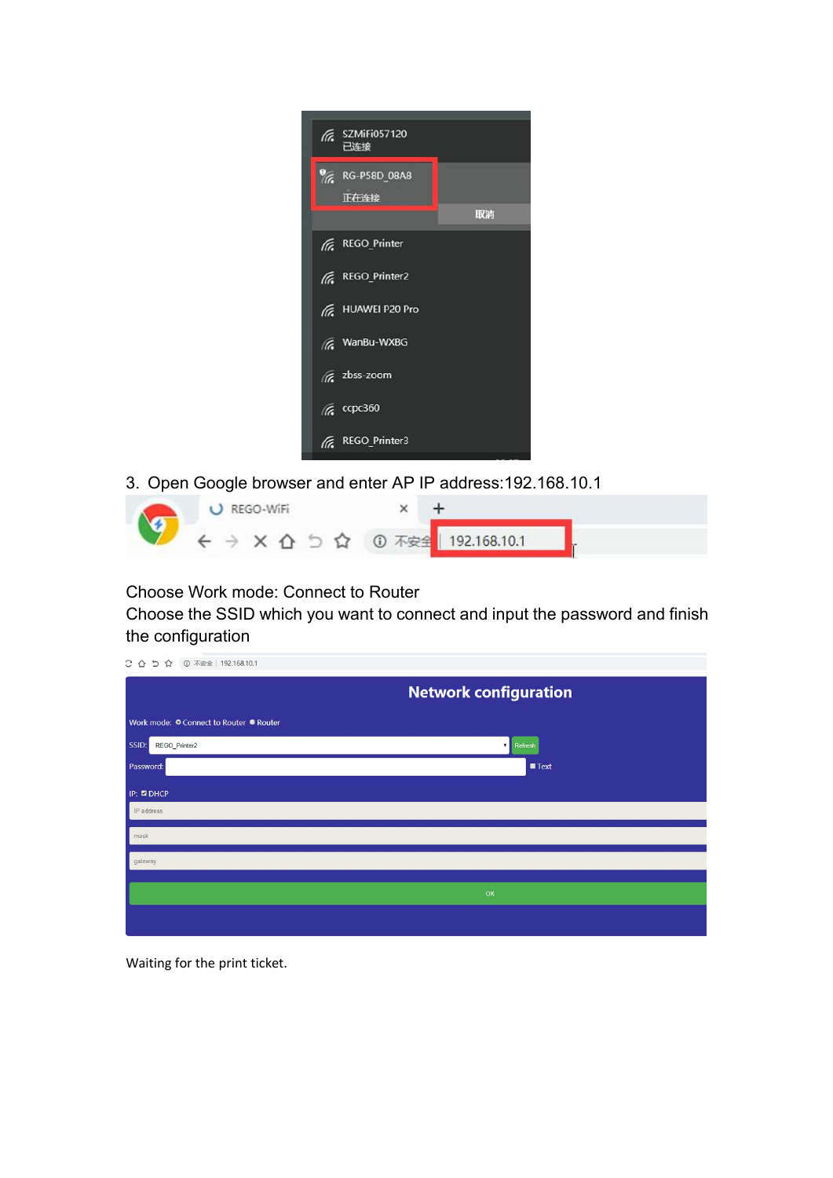3. Open Google browser and enter AP IP address:192.168.10.1

Choose Work mode: Connect to Router
Choose the SSID which you want to connect and input the password and finish the configuration

Waiting for the print ticket.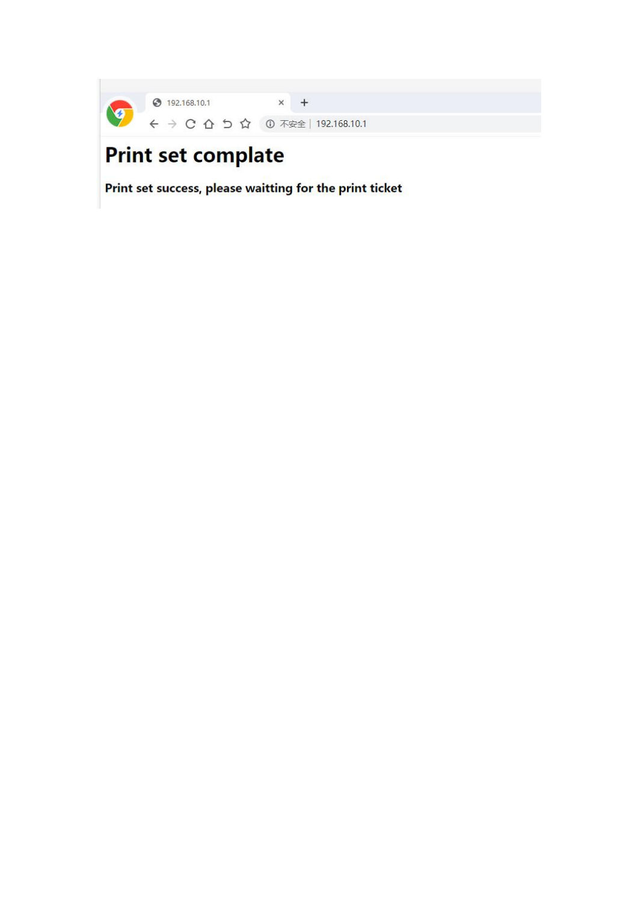# Print set complate

**Print set success, please waitting for the print ticket**